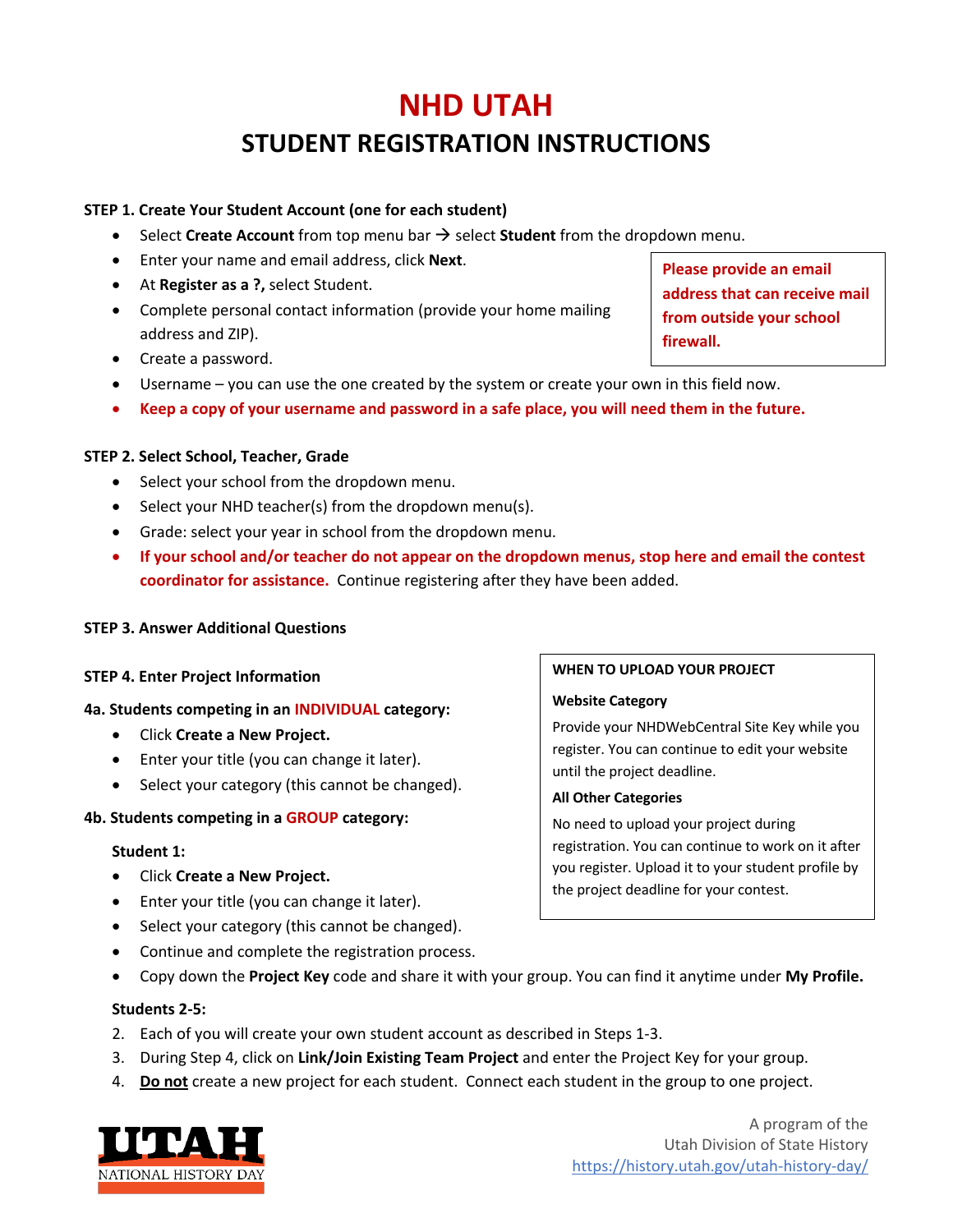# NHD UTAH

## STUDENT REGISTRATION INSTRUCTIONS

### STEP 1. Create Your Student Account (one for each student)

- Select **Create Account** from top menu bar → select **Student** from the dropdown menu.
- Enter your name and email address, click **Next**.
- At **Register as a ?,** select Student.
- Complete personal contact information (provide your home mailing address and ZIP).
- Create a password.
- Username – you can use the one created by the system or create your own in this field now.
- **Keep a copy of your username and password in a safe place, you will need them in the future.**

**Please provide an email address that can receive mail from outside your school firewall.**

### STEP 2. Select School, Teacher, Grade

- Select your school from the dropdown menu.
- Select your NHD teacher(s) from the dropdown menu(s).
- Grade: select your year in school from the dropdown menu.
- **If your school and/or teacher do not appear on the dropdown menus, stop here and email the contest coordinator for assistance.** Continue registering after they have been added.

### STEP 3. Answer Additional Questions

### STEP 4. Enter Project Information

**4a. Students competing in an INDIVIDUAL category:**

- Click **Create a New Project.**
- Enter your title (you can change it later).
- Select your category (this cannot be changed).

**4b. Students competing in a GROUP category:**

**Student 1:**

- Click **Create a New Project.**
- Enter your title (you can change it later).
- Select your category (this cannot be changed).
- Continue and complete the registration process.
- Copy down the **Project Key** code and share it with your group. You can find it anytime under **My Profile.**

**Students 2-5:**

2. Each of you will create your own student account as described in Steps 1-3.
3. During Step 4, click on **Link/Join Existing Team Project** and enter the Project Key for your group.
4. **Do not** create a new project for each student. Connect each student in the group to one project.

**WHEN TO UPLOAD YOUR PROJECT**

**Website Category**

Provide your NHDWebCentral Site Key while you register. You can continue to edit your website until the project deadline.

**All Other Categories**

No need to upload your project during registration. You can continue to work on it after you register. Upload it to your student profile by the project deadline for your contest.

UTAH NATIONAL HISTORY DAY

A program of the Utah Division of State History
https://history.utah.gov/utah-history-day/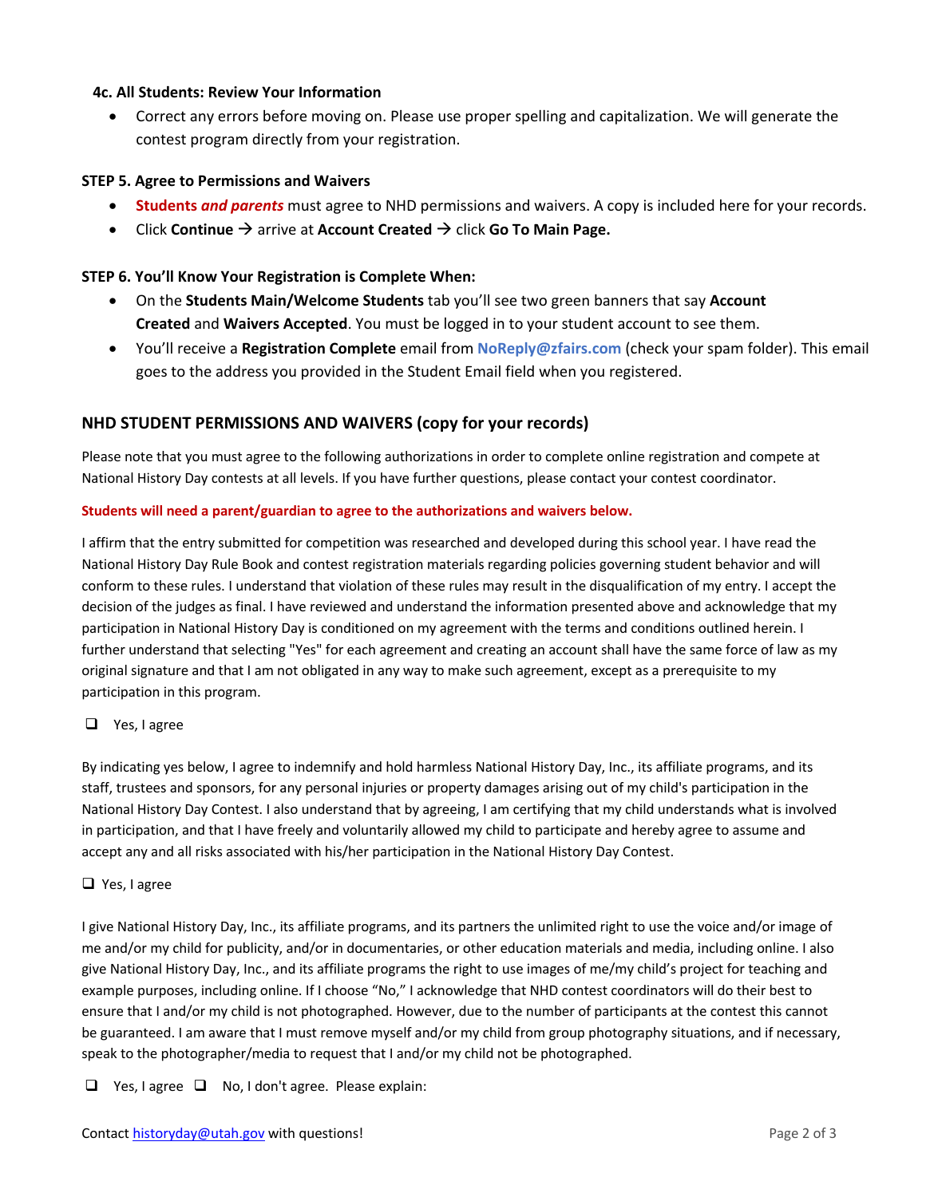**4c. All Students: Review Your Information**

- Correct any errors before moving on. Please use proper spelling and capitalization. We will generate the contest program directly from your registration.

**STEP 5. Agree to Permissions and Waivers**

- **Students *and parents*** must agree to NHD permissions and waivers. A copy is included here for your records.
- Click **Continue** → arrive at **Account Created** → click **Go To Main Page.**

**STEP 6. You'll Know Your Registration is Complete When:**

- On the **Students Main/Welcome Students** tab you'll see two green banners that say **Account Created** and **Waivers Accepted**. You must be logged in to your student account to see them.
- You'll receive a **Registration Complete** email from **NoReply@zfairs.com** (check your spam folder). This email goes to the address you provided in the Student Email field when you registered.

## NHD STUDENT PERMISSIONS AND WAIVERS (copy for your records)

Please note that you must agree to the following authorizations in order to complete online registration and compete at National History Day contests at all levels. If you have further questions, please contact your contest coordinator.

**Students will need a parent/guardian to agree to the authorizations and waivers below.**

I affirm that the entry submitted for competition was researched and developed during this school year. I have read the National History Day Rule Book and contest registration materials regarding policies governing student behavior and will conform to these rules. I understand that violation of these rules may result in the disqualification of my entry. I accept the decision of the judges as final. I have reviewed and understand the information presented above and acknowledge that my participation in National History Day is conditioned on my agreement with the terms and conditions outlined herein. I further understand that selecting "Yes" for each agreement and creating an account shall have the same force of law as my original signature and that I am not obligated in any way to make such agreement, except as a prerequisite to my participation in this program.

❑ Yes, I agree

By indicating yes below, I agree to indemnify and hold harmless National History Day, Inc., its affiliate programs, and its staff, trustees and sponsors, for any personal injuries or property damages arising out of my child's participation in the National History Day Contest. I also understand that by agreeing, I am certifying that my child understands what is involved in participation, and that I have freely and voluntarily allowed my child to participate and hereby agree to assume and accept any and all risks associated with his/her participation in the National History Day Contest.

❑ Yes, I agree

I give National History Day, Inc., its affiliate programs, and its partners the unlimited right to use the voice and/or image of me and/or my child for publicity, and/or in documentaries, or other education materials and media, including online. I also give National History Day, Inc., and its affiliate programs the right to use images of me/my child's project for teaching and example purposes, including online. If I choose "No," I acknowledge that NHD contest coordinators will do their best to ensure that I and/or my child is not photographed. However, due to the number of participants at the contest this cannot be guaranteed. I am aware that I must remove myself and/or my child from group photography situations, and if necessary, speak to the photographer/media to request that I and/or my child not be photographed.

❑ Yes, I agree ❑ No, I don't agree. Please explain:

Contact historyday@utah.gov with questions!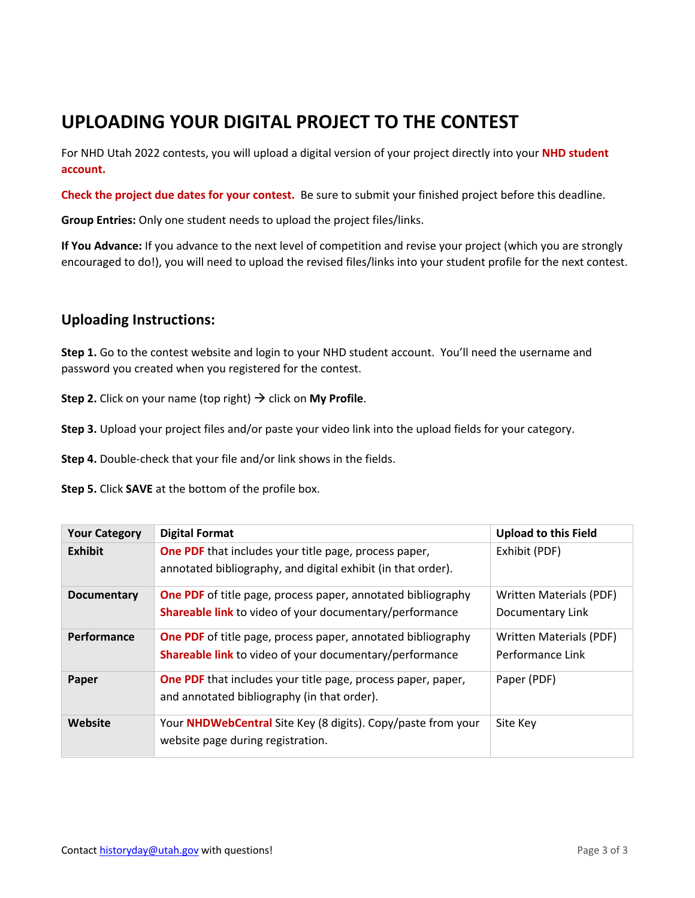# UPLOADING YOUR DIGITAL PROJECT TO THE CONTEST

For NHD Utah 2022 contests, you will upload a digital version of your project directly into your **NHD student account.**

**Check the project due dates for your contest.** Be sure to submit your finished project before this deadline.

**Group Entries:** Only one student needs to upload the project files/links.

**If You Advance:** If you advance to the next level of competition and revise your project (which you are strongly encouraged to do!), you will need to upload the revised files/links into your student profile for the next contest.

## Uploading Instructions:

**Step 1.** Go to the contest website and login to your NHD student account. You'll need the username and password you created when you registered for the contest.

**Step 2.** Click on your name (top right) → click on **My Profile**.

**Step 3.** Upload your project files and/or paste your video link into the upload fields for your category.

**Step 4.** Double-check that your file and/or link shows in the fields.

**Step 5.** Click **SAVE** at the bottom of the profile box.

| Your Category | Digital Format | Upload to this Field |
|---|---|---|
| **Exhibit** | **One PDF** that includes your title page, process paper, annotated bibliography, and digital exhibit (in that order). | Exhibit (PDF) |
| **Documentary** | **One PDF** of title page, process paper, annotated bibliography<br>**Shareable link** to video of your documentary/performance | Written Materials (PDF)<br>Documentary Link |
| **Performance** | **One PDF** of title page, process paper, annotated bibliography<br>**Shareable link** to video of your documentary/performance | Written Materials (PDF)<br>Performance Link |
| **Paper** | **One PDF** that includes your title page, process paper, paper, and annotated bibliography (in that order). | Paper (PDF) |
| **Website** | Your **NHDWebCentral** Site Key (8 digits). Copy/paste from your website page during registration. | Site Key |

Contact historyday@utah.gov with questions!